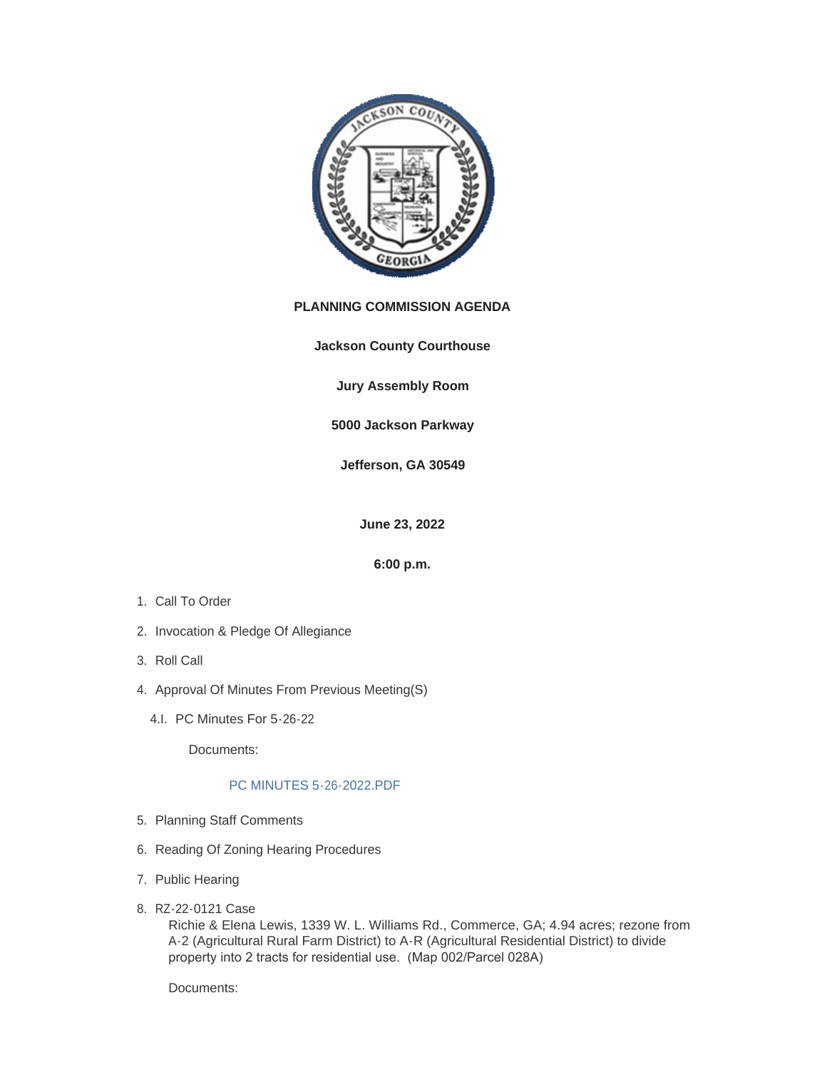**PLANNING COMMISSION AGENDA**

**Jackson County Courthouse**

**Jury Assembly Room**

**5000 Jackson Parkway**

**Jefferson, GA 30549**

**June 23, 2022**

**6:00 p.m.**

1. Call To Order
2. Invocation & Pledge Of Allegiance
3. Roll Call
4. Approval Of Minutes From Previous Meeting(S)

   4.I. PC Minutes For 5-26-22

   Documents:

   PC MINUTES 5-26-2022.PDF

5. Planning Staff Comments
6. Reading Of Zoning Hearing Procedures
7. Public Hearing
8. RZ-22-0121 Case

   Richie & Elena Lewis, 1339 W. L. Williams Rd., Commerce, GA; 4.94 acres; rezone from A-2 (Agricultural Rural Farm District) to A-R (Agricultural Residential District) to divide property into 2 tracts for residential use. (Map 002/Parcel 028A)

   Documents: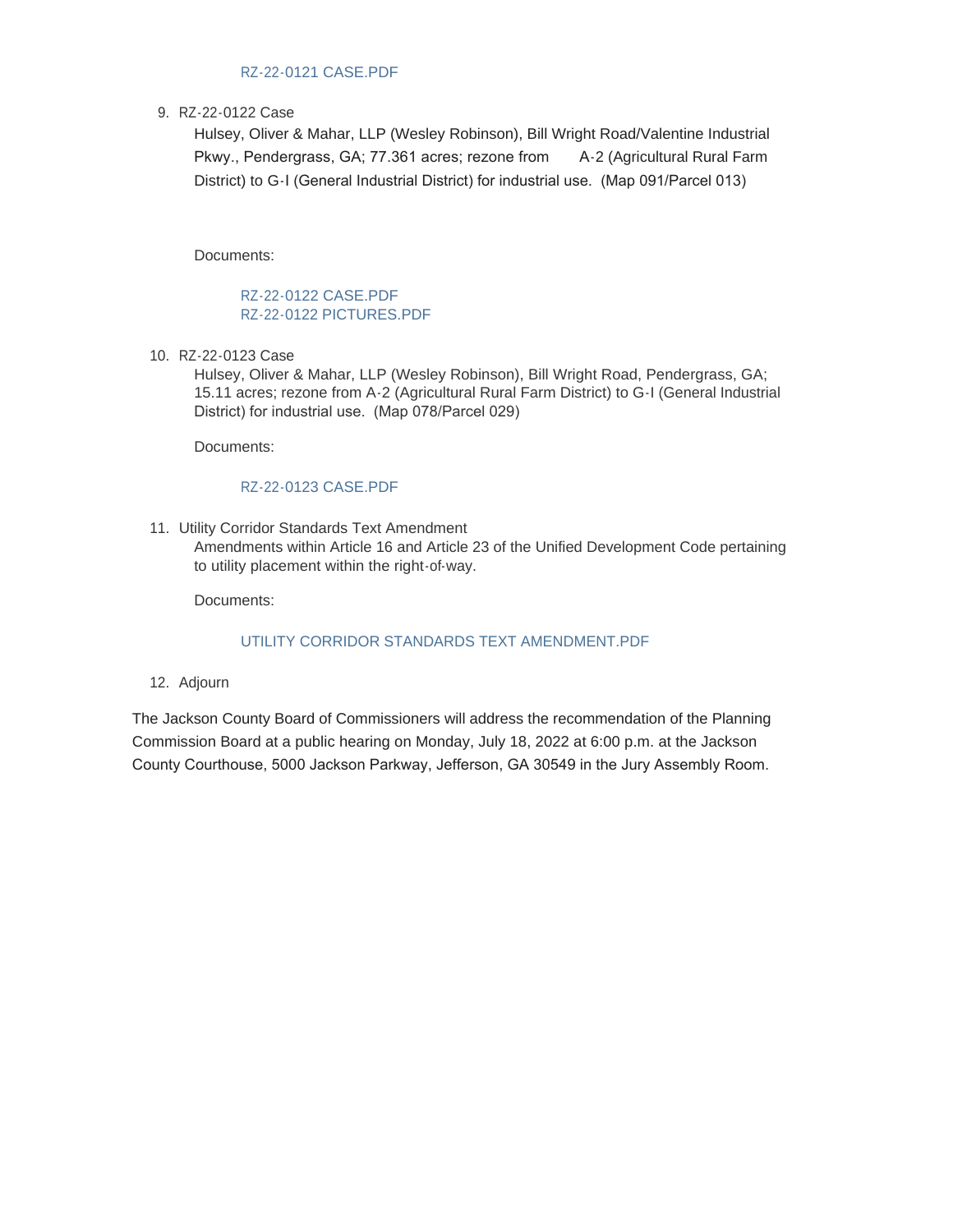RZ-22-0121 CASE.PDF

9. RZ-22-0122 Case

   Hulsey, Oliver & Mahar, LLP (Wesley Robinson), Bill Wright Road/Valentine Industrial Pkwy., Pendergrass, GA; 77.361 acres; rezone from A-2 (Agricultural Rural Farm District) to G-I (General Industrial District) for industrial use. (Map 091/Parcel 013)

   Documents:

   RZ-22-0122 CASE.PDF
   RZ-22-0122 PICTURES.PDF

10. RZ-22-0123 Case

    Hulsey, Oliver & Mahar, LLP (Wesley Robinson), Bill Wright Road, Pendergrass, GA; 15.11 acres; rezone from A-2 (Agricultural Rural Farm District) to G-I (General Industrial District) for industrial use. (Map 078/Parcel 029)

    Documents:

    RZ-22-0123 CASE.PDF

11. Utility Corridor Standards Text Amendment

    Amendments within Article 16 and Article 23 of the Unified Development Code pertaining to utility placement within the right-of-way.

    Documents:

    UTILITY CORRIDOR STANDARDS TEXT AMENDMENT.PDF

12. Adjourn

The Jackson County Board of Commissioners will address the recommendation of the Planning Commission Board at a public hearing on Monday, July 18, 2022 at 6:00 p.m. at the Jackson County Courthouse, 5000 Jackson Parkway, Jefferson, GA 30549 in the Jury Assembly Room.